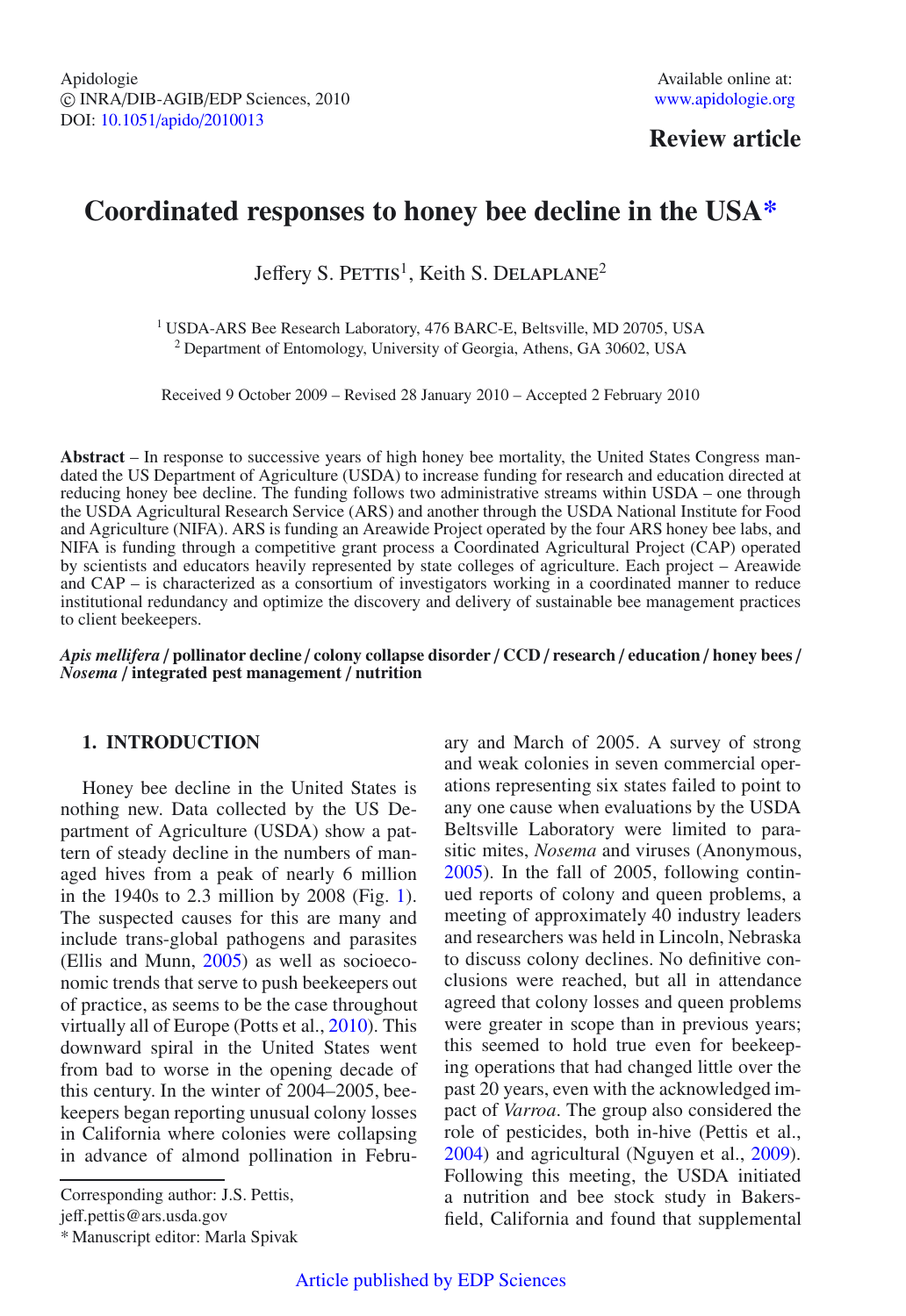Review article

# Coordinated responses to honey bee decline in the USA*

Jeffery S. Pettis[1], Keith S. Delaplane[2]

[1] USDA-ARS Bee Research Laboratory, 476 BARC-E, Beltsville, MD 20705, USA
[2] Department of Entomology, University of Georgia, Athens, GA 30602, USA

Received 9 October 2009 – Revised 28 January 2010 – Accepted 2 February 2010

**Abstract** – In response to successive years of high honey bee mortality, the United States Congress mandated the US Department of Agriculture (USDA) to increase funding for research and education directed at reducing honey bee decline. The funding follows two administrative streams within USDA – one through the USDA Agricultural Research Service (ARS) and another through the USDA National Institute for Food and Agriculture (NIFA). ARS is funding an Areawide Project operated by the four ARS honey bee labs, and NIFA is funding through a competitive grant process a Coordinated Agricultural Project (CAP) operated by scientists and educators heavily represented by state colleges of agriculture. Each project – Areawide and CAP – is characterized as a consortium of investigators working in a coordinated manner to reduce institutional redundancy and optimize the discovery and delivery of sustainable bee management practices to client beekeepers.

***Apis mellifera*** **/ pollinator decline / colony collapse disorder / CCD / research / education / honey bees /** ***Nosema*** **/ integrated pest management / nutrition**

## 1. INTRODUCTION

Honey bee decline in the United States is nothing new. Data collected by the US Department of Agriculture (USDA) show a pattern of steady decline in the numbers of managed hives from a peak of nearly 6 million in the 1940s to 2.3 million by 2008 (Fig. 1). The suspected causes for this are many and include trans-global pathogens and parasites (Ellis and Munn, 2005) as well as socioeconomic trends that serve to push beekeepers out of practice, as seems to be the case throughout virtually all of Europe (Potts et al., 2010). This downward spiral in the United States went from bad to worse in the opening decade of this century. In the winter of 2004–2005, beekeepers began reporting unusual colony losses in California where colonies were collapsing in advance of almond pollination in February and March of 2005. A survey of strong and weak colonies in seven commercial operations representing six states failed to point to any one cause when evaluations by the USDA Beltsville Laboratory were limited to parasitic mites, *Nosema* and viruses (Anonymous, 2005). In the fall of 2005, following continued reports of colony and queen problems, a meeting of approximately 40 industry leaders and researchers was held in Lincoln, Nebraska to discuss colony declines. No definitive conclusions were reached, but all in attendance agreed that colony losses and queen problems were greater in scope than in previous years; this seemed to hold true even for beekeeping operations that had changed little over the past 20 years, even with the acknowledged impact of *Varroa*. The group also considered the role of pesticides, both in-hive (Pettis et al., 2004) and agricultural (Nguyen et al., 2009). Following this meeting, the USDA initiated a nutrition and bee stock study in Bakersfield, California and found that supplemental

Corresponding author: J.S. Pettis, jeff.pettis@ars.usda.gov

* Manuscript editor: Marla Spivak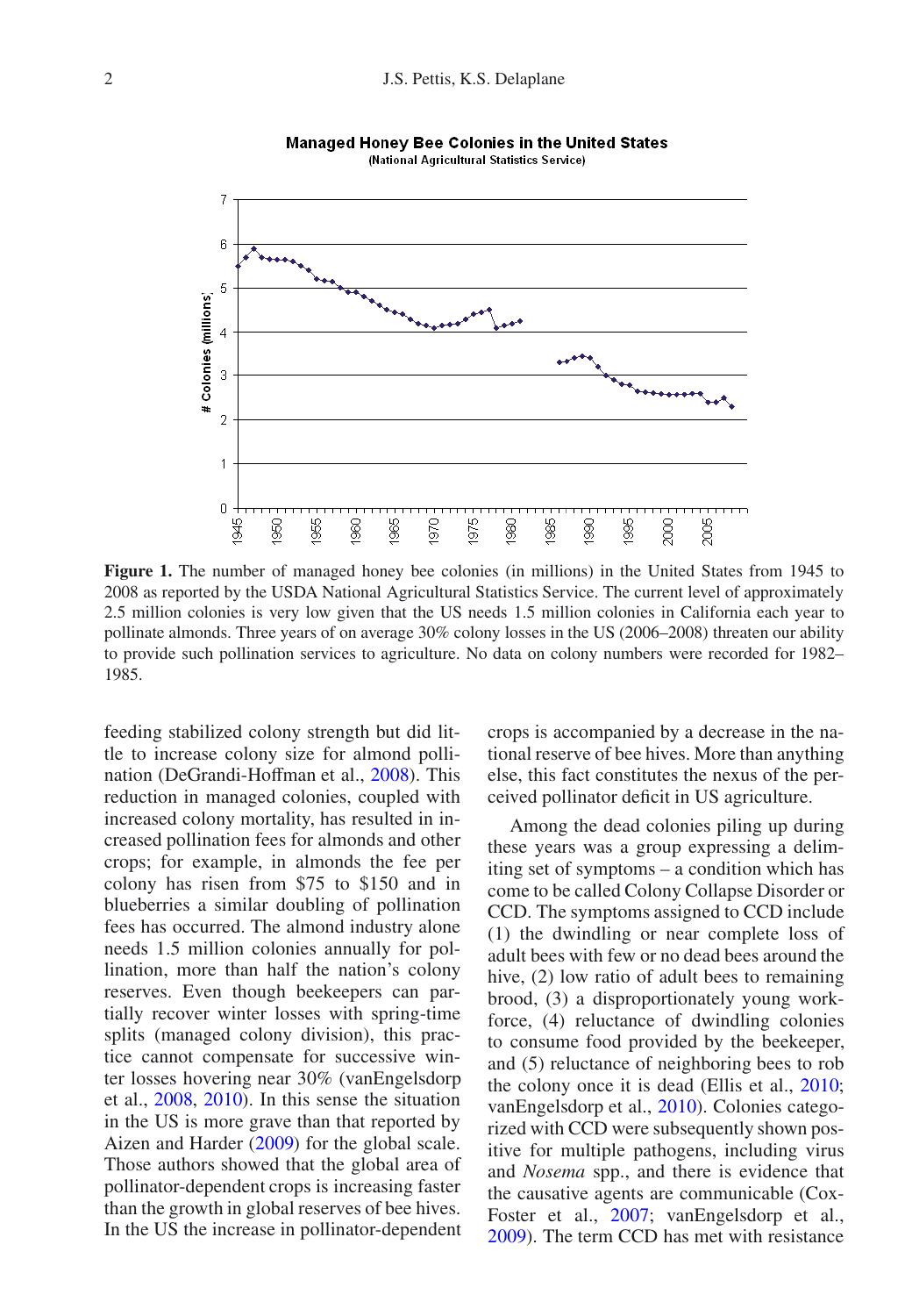**Figure 1.** The number of managed honey bee colonies (in millions) in the United States from 1945 to 2008 as reported by the USDA National Agricultural Statistics Service. The current level of approximately 2.5 million colonies is very low given that the US needs 1.5 million colonies in California each year to pollinate almonds. Three years of on average 30% colony losses in the US (2006–2008) threaten our ability to provide such pollination services to agriculture. No data on colony numbers were recorded for 1982–1985.

feeding stabilized colony strength but did little to increase colony size for almond pollination (DeGrandi-Hoffman et al., 2008). This reduction in managed colonies, coupled with increased colony mortality, has resulted in increased pollination fees for almonds and other crops; for example, in almonds the fee per colony has risen from $75 to $150 and in blueberries a similar doubling of pollination fees has occurred. The almond industry alone needs 1.5 million colonies annually for pollination, more than half the nation's colony reserves. Even though beekeepers can partially recover winter losses with spring-time splits (managed colony division), this practice cannot compensate for successive winter losses hovering near 30% (vanEngelsdorp et al., 2008, 2010). In this sense the situation in the US is more grave than that reported by Aizen and Harder (2009) for the global scale. Those authors showed that the global area of pollinator-dependent crops is increasing faster than the growth in global reserves of bee hives. In the US the increase in pollinator-dependent crops is accompanied by a decrease in the national reserve of bee hives. More than anything else, this fact constitutes the nexus of the perceived pollinator deficit in US agriculture.

Among the dead colonies piling up during these years was a group expressing a delimiting set of symptoms – a condition which has come to be called Colony Collapse Disorder or CCD. The symptoms assigned to CCD include (1) the dwindling or near complete loss of adult bees with few or no dead bees around the hive, (2) low ratio of adult bees to remaining brood, (3) a disproportionately young workforce, (4) reluctance of dwindling colonies to consume food provided by the beekeeper, and (5) reluctance of neighboring bees to rob the colony once it is dead (Ellis et al., 2010; vanEngelsdorp et al., 2010). Colonies categorized with CCD were subsequently shown positive for multiple pathogens, including virus and *Nosema* spp., and there is evidence that the causative agents are communicable (Cox-Foster et al., 2007; vanEngelsdorp et al., 2009). The term CCD has met with resistance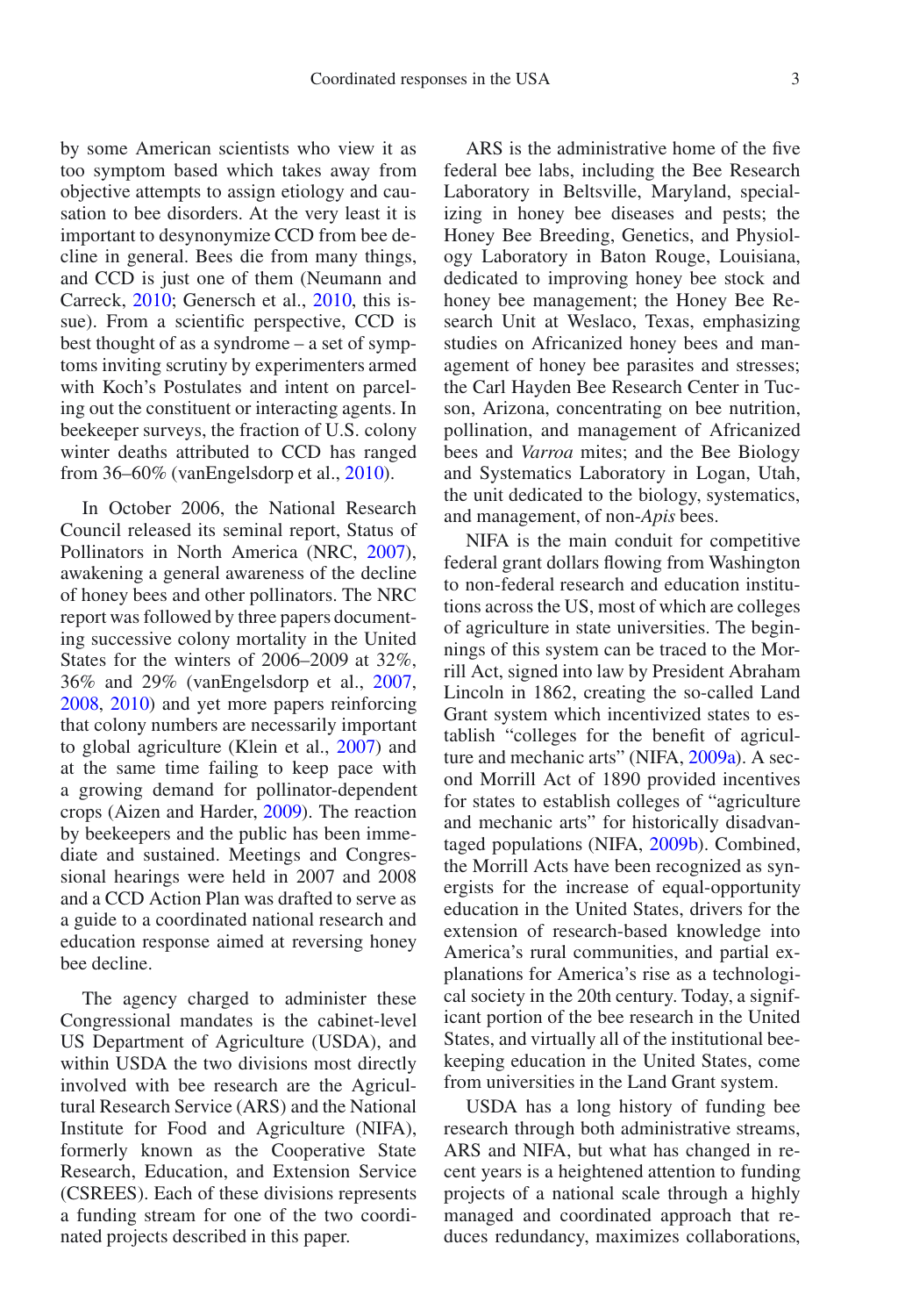by some American scientists who view it as too symptom based which takes away from objective attempts to assign etiology and causation to bee disorders. At the very least it is important to desynonymize CCD from bee decline in general. Bees die from many things, and CCD is just one of them (Neumann and Carreck, 2010; Genersch et al., 2010, this issue). From a scientific perspective, CCD is best thought of as a syndrome – a set of symptoms inviting scrutiny by experimenters armed with Koch's Postulates and intent on parceling out the constituent or interacting agents. In beekeeper surveys, the fraction of U.S. colony winter deaths attributed to CCD has ranged from 36–60% (vanEngelsdorp et al., 2010).

In October 2006, the National Research Council released its seminal report, Status of Pollinators in North America (NRC, 2007), awakening a general awareness of the decline of honey bees and other pollinators. The NRC report was followed by three papers documenting successive colony mortality in the United States for the winters of 2006–2009 at 32%, 36% and 29% (vanEngelsdorp et al., 2007, 2008, 2010) and yet more papers reinforcing that colony numbers are necessarily important to global agriculture (Klein et al., 2007) and at the same time failing to keep pace with a growing demand for pollinator-dependent crops (Aizen and Harder, 2009). The reaction by beekeepers and the public has been immediate and sustained. Meetings and Congressional hearings were held in 2007 and 2008 and a CCD Action Plan was drafted to serve as a guide to a coordinated national research and education response aimed at reversing honey bee decline.

The agency charged to administer these Congressional mandates is the cabinet-level US Department of Agriculture (USDA), and within USDA the two divisions most directly involved with bee research are the Agricultural Research Service (ARS) and the National Institute for Food and Agriculture (NIFA), formerly known as the Cooperative State Research, Education, and Extension Service (CSREES). Each of these divisions represents a funding stream for one of the two coordinated projects described in this paper.

ARS is the administrative home of the five federal bee labs, including the Bee Research Laboratory in Beltsville, Maryland, specializing in honey bee diseases and pests; the Honey Bee Breeding, Genetics, and Physiology Laboratory in Baton Rouge, Louisiana, dedicated to improving honey bee stock and honey bee management; the Honey Bee Research Unit at Weslaco, Texas, emphasizing studies on Africanized honey bees and management of honey bee parasites and stresses; the Carl Hayden Bee Research Center in Tucson, Arizona, concentrating on bee nutrition, pollination, and management of Africanized bees and *Varroa* mites; and the Bee Biology and Systematics Laboratory in Logan, Utah, the unit dedicated to the biology, systematics, and management, of non-*Apis* bees.

NIFA is the main conduit for competitive federal grant dollars flowing from Washington to non-federal research and education institutions across the US, most of which are colleges of agriculture in state universities. The beginnings of this system can be traced to the Morrill Act, signed into law by President Abraham Lincoln in 1862, creating the so-called Land Grant system which incentivized states to establish "colleges for the benefit of agriculture and mechanic arts" (NIFA, 2009a). A second Morrill Act of 1890 provided incentives for states to establish colleges of "agriculture and mechanic arts" for historically disadvantaged populations (NIFA, 2009b). Combined, the Morrill Acts have been recognized as synergists for the increase of equal-opportunity education in the United States, drivers for the extension of research-based knowledge into America's rural communities, and partial explanations for America's rise as a technological society in the 20th century. Today, a significant portion of the bee research in the United States, and virtually all of the institutional beekeeping education in the United States, come from universities in the Land Grant system.

USDA has a long history of funding bee research through both administrative streams, ARS and NIFA, but what has changed in recent years is a heightened attention to funding projects of a national scale through a highly managed and coordinated approach that reduces redundancy, maximizes collaborations,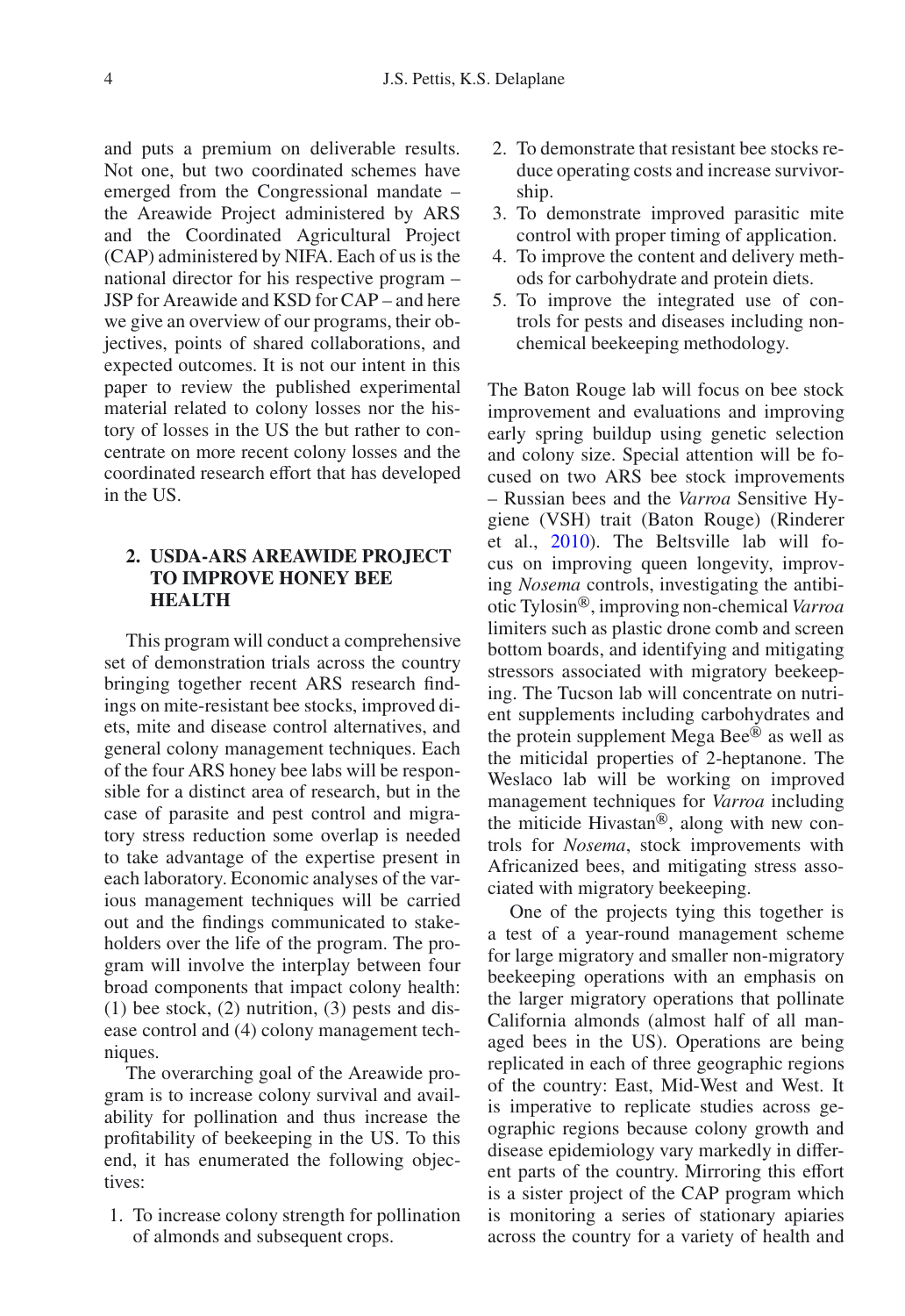and puts a premium on deliverable results. Not one, but two coordinated schemes have emerged from the Congressional mandate – the Areawide Project administered by ARS and the Coordinated Agricultural Project (CAP) administered by NIFA. Each of us is the national director for his respective program – JSP for Areawide and KSD for CAP – and here we give an overview of our programs, their objectives, points of shared collaborations, and expected outcomes. It is not our intent in this paper to review the published experimental material related to colony losses nor the history of losses in the US the but rather to concentrate on more recent colony losses and the coordinated research effort that has developed in the US.

## 2. USDA-ARS AREAWIDE PROJECT TO IMPROVE HONEY BEE HEALTH

This program will conduct a comprehensive set of demonstration trials across the country bringing together recent ARS research findings on mite-resistant bee stocks, improved diets, mite and disease control alternatives, and general colony management techniques. Each of the four ARS honey bee labs will be responsible for a distinct area of research, but in the case of parasite and pest control and migratory stress reduction some overlap is needed to take advantage of the expertise present in each laboratory. Economic analyses of the various management techniques will be carried out and the findings communicated to stakeholders over the life of the program. The program will involve the interplay between four broad components that impact colony health: (1) bee stock, (2) nutrition, (3) pests and disease control and (4) colony management techniques.

The overarching goal of the Areawide program is to increase colony survival and availability for pollination and thus increase the profitability of beekeeping in the US. To this end, it has enumerated the following objectives:

1. To increase colony strength for pollination of almonds and subsequent crops.
2. To demonstrate that resistant bee stocks reduce operating costs and increase survivorship.
3. To demonstrate improved parasitic mite control with proper timing of application.
4. To improve the content and delivery methods for carbohydrate and protein diets.
5. To improve the integrated use of controls for pests and diseases including non-chemical beekeeping methodology.

The Baton Rouge lab will focus on bee stock improvement and evaluations and improving early spring buildup using genetic selection and colony size. Special attention will be focused on two ARS bee stock improvements – Russian bees and the *Varroa* Sensitive Hygiene (VSH) trait (Baton Rouge) (Rinderer et al., 2010). The Beltsville lab will focus on improving queen longevity, improving *Nosema* controls, investigating the antibiotic Tylosin®, improving non-chemical *Varroa* limiters such as plastic drone comb and screen bottom boards, and identifying and mitigating stressors associated with migratory beekeeping. The Tucson lab will concentrate on nutrient supplements including carbohydrates and the protein supplement Mega Bee® as well as the miticidal properties of 2-heptanone. The Weslaco lab will be working on improved management techniques for *Varroa* including the miticide Hivastan®, along with new controls for *Nosema*, stock improvements with Africanized bees, and mitigating stress associated with migratory beekeeping.

One of the projects tying this together is a test of a year-round management scheme for large migratory and smaller non-migratory beekeeping operations with an emphasis on the larger migratory operations that pollinate California almonds (almost half of all managed bees in the US). Operations are being replicated in each of three geographic regions of the country: East, Mid-West and West. It is imperative to replicate studies across geographic regions because colony growth and disease epidemiology vary markedly in different parts of the country. Mirroring this effort is a sister project of the CAP program which is monitoring a series of stationary apiaries across the country for a variety of health and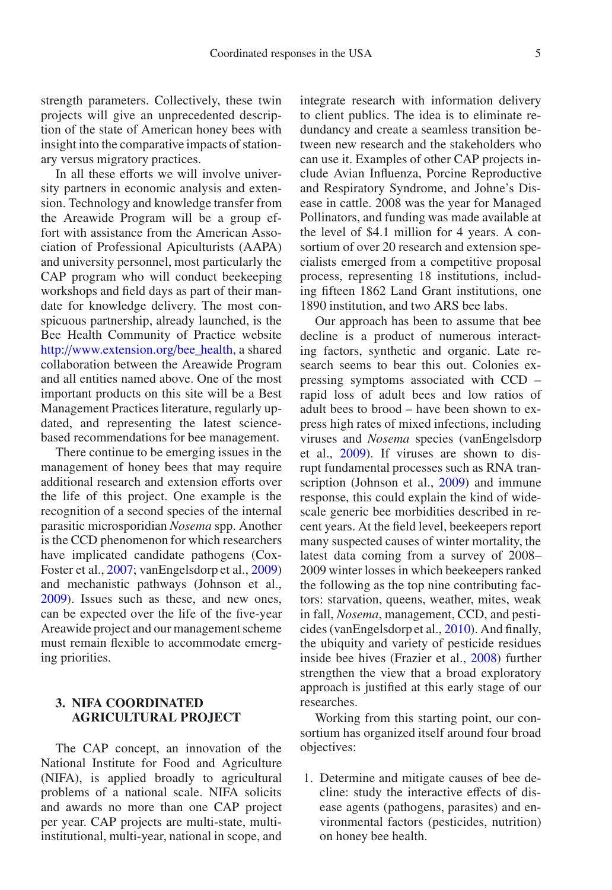strength parameters. Collectively, these twin projects will give an unprecedented description of the state of American honey bees with insight into the comparative impacts of stationary versus migratory practices.

In all these efforts we will involve university partners in economic analysis and extension. Technology and knowledge transfer from the Areawide Program will be a group effort with assistance from the American Association of Professional Apiculturists (AAPA) and university personnel, most particularly the CAP program who will conduct beekeeping workshops and field days as part of their mandate for knowledge delivery. The most conspicuous partnership, already launched, is the Bee Health Community of Practice website http://www.extension.org/bee_health, a shared collaboration between the Areawide Program and all entities named above. One of the most important products on this site will be a Best Management Practices literature, regularly updated, and representing the latest science-based recommendations for bee management.

There continue to be emerging issues in the management of honey bees that may require additional research and extension efforts over the life of this project. One example is the recognition of a second species of the internal parasitic microsporidian *Nosema* spp. Another is the CCD phenomenon for which researchers have implicated candidate pathogens (Cox-Foster et al., 2007; vanEngelsdorp et al., 2009) and mechanistic pathways (Johnson et al., 2009). Issues such as these, and new ones, can be expected over the life of the five-year Areawide project and our management scheme must remain flexible to accommodate emerging priorities.

## 3. NIFA COORDINATED AGRICULTURAL PROJECT

The CAP concept, an innovation of the National Institute for Food and Agriculture (NIFA), is applied broadly to agricultural problems of a national scale. NIFA solicits and awards no more than one CAP project per year. CAP projects are multi-state, multi-institutional, multi-year, national in scope, and integrate research with information delivery to client publics. The idea is to eliminate redundancy and create a seamless transition between new research and the stakeholders who can use it. Examples of other CAP projects include Avian Influenza, Porcine Reproductive and Respiratory Syndrome, and Johne's Disease in cattle. 2008 was the year for Managed Pollinators, and funding was made available at the level of $4.1 million for 4 years. A consortium of over 20 research and extension specialists emerged from a competitive proposal process, representing 18 institutions, including fifteen 1862 Land Grant institutions, one 1890 institution, and two ARS bee labs.

Our approach has been to assume that bee decline is a product of numerous interacting factors, synthetic and organic. Late research seems to bear this out. Colonies expressing symptoms associated with CCD – rapid loss of adult bees and low ratios of adult bees to brood – have been shown to express high rates of mixed infections, including viruses and *Nosema* species (vanEngelsdorp et al., 2009). If viruses are shown to disrupt fundamental processes such as RNA transcription (Johnson et al., 2009) and immune response, this could explain the kind of wide-scale generic bee morbidities described in recent years. At the field level, beekeepers report many suspected causes of winter mortality, the latest data coming from a survey of 2008–2009 winter losses in which beekeepers ranked the following as the top nine contributing factors: starvation, queens, weather, mites, weak in fall, *Nosema*, management, CCD, and pesticides (vanEngelsdorp et al., 2010). And finally, the ubiquity and variety of pesticide residues inside bee hives (Frazier et al., 2008) further strengthen the view that a broad exploratory approach is justified at this early stage of our researches.

Working from this starting point, our consortium has organized itself around four broad objectives:

1. Determine and mitigate causes of bee decline: study the interactive effects of disease agents (pathogens, parasites) and environmental factors (pesticides, nutrition) on honey bee health.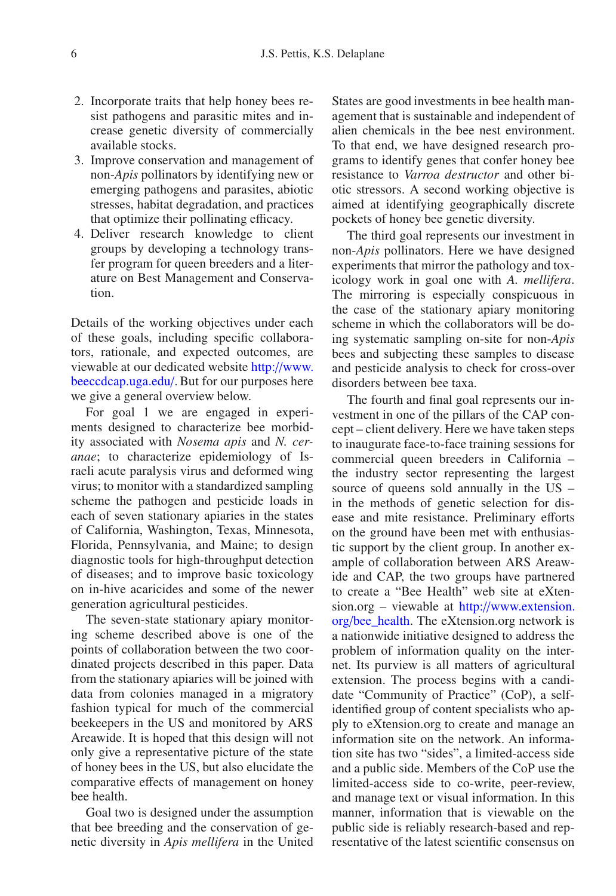2. Incorporate traits that help honey bees resist pathogens and parasitic mites and increase genetic diversity of commercially available stocks.
3. Improve conservation and management of non-*Apis* pollinators by identifying new or emerging pathogens and parasites, abiotic stresses, habitat degradation, and practices that optimize their pollinating efficacy.
4. Deliver research knowledge to client groups by developing a technology transfer program for queen breeders and a literature on Best Management and Conservation.

Details of the working objectives under each of these goals, including specific collaborators, rationale, and expected outcomes, are viewable at our dedicated website http://www.beeccdcap.uga.edu/. But for our purposes here we give a general overview below.

For goal 1 we are engaged in experiments designed to characterize bee morbidity associated with *Nosema apis* and *N. ceranae*; to characterize epidemiology of Israeli acute paralysis virus and deformed wing virus; to monitor with a standardized sampling scheme the pathogen and pesticide loads in each of seven stationary apiaries in the states of California, Washington, Texas, Minnesota, Florida, Pennsylvania, and Maine; to design diagnostic tools for high-throughput detection of diseases; and to improve basic toxicology on in-hive acaricides and some of the newer generation agricultural pesticides.

The seven-state stationary apiary monitoring scheme described above is one of the points of collaboration between the two coordinated projects described in this paper. Data from the stationary apiaries will be joined with data from colonies managed in a migratory fashion typical for much of the commercial beekeepers in the US and monitored by ARS Areawide. It is hoped that this design will not only give a representative picture of the state of honey bees in the US, but also elucidate the comparative effects of management on honey bee health.

Goal two is designed under the assumption that bee breeding and the conservation of genetic diversity in *Apis mellifera* in the United States are good investments in bee health management that is sustainable and independent of alien chemicals in the bee nest environment. To that end, we have designed research programs to identify genes that confer honey bee resistance to *Varroa destructor* and other biotic stressors. A second working objective is aimed at identifying geographically discrete pockets of honey bee genetic diversity.

The third goal represents our investment in non-*Apis* pollinators. Here we have designed experiments that mirror the pathology and toxicology work in goal one with *A. mellifera*. The mirroring is especially conspicuous in the case of the stationary apiary monitoring scheme in which the collaborators will be doing systematic sampling on-site for non-*Apis* bees and subjecting these samples to disease and pesticide analysis to check for cross-over disorders between bee taxa.

The fourth and final goal represents our investment in one of the pillars of the CAP concept – client delivery. Here we have taken steps to inaugurate face-to-face training sessions for commercial queen breeders in California – the industry sector representing the largest source of queens sold annually in the US – in the methods of genetic selection for disease and mite resistance. Preliminary efforts on the ground have been met with enthusiastic support by the client group. In another example of collaboration between ARS Areawide and CAP, the two groups have partnered to create a "Bee Health" web site at eXtension.org – viewable at http://www.extension.org/bee_health. The eXtension.org network is a nationwide initiative designed to address the problem of information quality on the internet. Its purview is all matters of agricultural extension. The process begins with a candidate "Community of Practice" (CoP), a self-identified group of content specialists who apply to eXtension.org to create and manage an information site on the network. An information site has two "sides", a limited-access side and a public side. Members of the CoP use the limited-access side to co-write, peer-review, and manage text or visual information. In this manner, information that is viewable on the public side is reliably research-based and representative of the latest scientific consensus on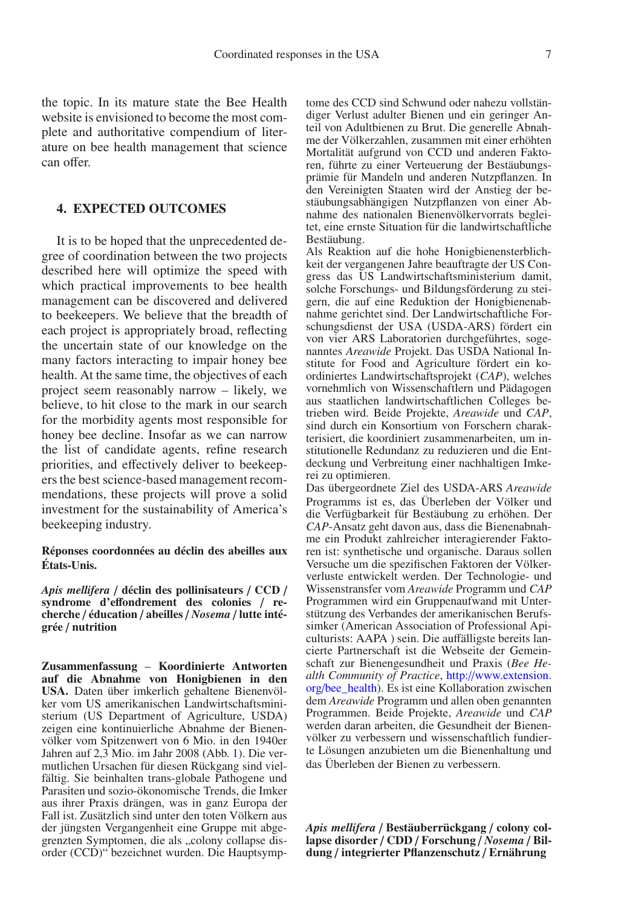the topic. In its mature state the Bee Health website is envisioned to become the most complete and authoritative compendium of literature on bee health management that science can offer.

## 4. EXPECTED OUTCOMES

It is to be hoped that the unprecedented degree of coordination between the two projects described here will optimize the speed with which practical improvements to bee health management can be discovered and delivered to beekeepers. We believe that the breadth of each project is appropriately broad, reflecting the uncertain state of our knowledge on the many factors interacting to impair honey bee health. At the same time, the objectives of each project seem reasonably narrow – likely, we believe, to hit close to the mark in our search for the morbidity agents most responsible for honey bee decline. Insofar as we can narrow the list of candidate agents, refine research priorities, and effectively deliver to beekeepers the best science-based management recommendations, these projects will prove a solid investment for the sustainability of America's beekeeping industry.

**Réponses coordonnées au déclin des abeilles aux États-Unis.**

***Apis mellifera* / déclin des pollinisateurs / CCD / syndrome d'effondrement des colonies / recherche / éducation / abeilles / *Nosema* / lutte intégrée / nutrition**

**Zusammenfassung – Koordinierte Antworten auf die Abnahme von Honigbienen in den USA.** Daten über imkerlich gehaltene Bienenvölker vom US amerikanischen Landwirtschaftsministerium (US Department of Agriculture, USDA) zeigen eine kontinuierliche Abnahme der Bienenvölker vom Spitzenwert von 6 Mio. in den 1940er Jahren auf 2,3 Mio. im Jahr 2008 (Abb. 1). Die vermutlichen Ursachen für diesen Rückgang sind vielfältig. Sie beinhalten trans-globale Pathogene und Parasiten und sozio-ökonomische Trends, die Imker aus ihrer Praxis drängen, was in ganz Europa der Fall ist. Zusätzlich sind unter den toten Völkern aus der jüngsten Vergangenheit eine Gruppe mit abgegrenzten Symptomen, die als „colony collapse disorder (CCD)" bezeichnet wurden. Die Hauptsymptome des CCD sind Schwund oder nahezu vollständiger Verlust adulter Bienen und ein geringer Anteil von Adultbienen zu Brut. Die generelle Abnahme der Völkerzahlen, zusammen mit einer erhöhten Mortalität aufgrund von CCD und anderen Faktoren, führte zu einer Verteuerung der Bestäubungsprämie für Mandeln und anderen Nutzpflanzen. In den Vereinigten Staaten wird der Anstieg der bestäubungsabhängigen Nutzpflanzen von einer Abnahme des nationalen Bienenvölkervorrats begleitet, eine ernste Situation für die landwirtschaftliche Bestäubung.
Als Reaktion auf die hohe Honigbienensterblichkeit der vergangenen Jahre beauftragte der US Congress das US Landwirtschaftsministerium damit, solche Forschungs- und Bildungsförderung zu steigern, die auf eine Reduktion der Honigbienenabnahme gerichtet sind. Der Landwirtschaftliche Forschungsdienst der USA (USDA-ARS) fördert ein von vier ARS Laboratorien durchgeführtes, sogenanntes *Areawide* Projekt. Das USDA National Institute for Food and Agriculture fördert ein koordiniertes Landwirtschaftsprojekt (*CAP*), welches vornehmlich von Wissenschaftlern und Pädagogen aus staatlichen landwirtschaftlichen Colleges betrieben wird. Beide Projekte, *Areawide* und *CAP*, sind durch ein Konsortium von Forschern charakterisiert, die koordiniert zusammenarbeiten, um institutionelle Redundanz zu reduzieren und die Entdeckung und Verbreitung einer nachhaltigen Imkerei zu optimieren.
Das übergeordnete Ziel des USDA-ARS *Areawide* Programms ist es, das Überleben der Völker und die Verfügbarkeit für Bestäubung zu erhöhen. Der *CAP*-Ansatz geht davon aus, dass die Bienenabnahme ein Produkt zahlreicher interagierender Faktoren ist: synthetische und organische. Daraus sollen Versuche um die spezifischen Faktoren der Völkerverluste entwickelt werden. Der Technologie- und Wissenstransfer vom *Areawide* Programm und *CAP* Programmen wird ein Gruppenaufwand mit Unterstützung des Verbandes der amerikanischen Berufsimker (American Association of Professional Apiculturists: AAPA ) sein. Die auffälligste bereits lancierte Partnerschaft ist die Webseite der Gemeinschaft zur Bienengesundheit und Praxis (*Bee Health Community of Practice*, http://www.extension.org/bee_health). Es ist eine Kollaboration zwischen dem *Areawide* Programm und allen oben genannten Programmen. Beide Projekte, *Areawide* und *CAP* werden daran arbeiten, die Gesundheit der Bienenvölker zu verbessern und wissenschaftlich fundierte Lösungen anzubieten um die Bienenhaltung und das Überleben der Bienen zu verbessern.

***Apis mellifera* / Bestäuberrückgang / colony collapse disorder / CDD / Forschung / *Nosema* / Bildung / integrierter Pflanzenschutz / Ernährung**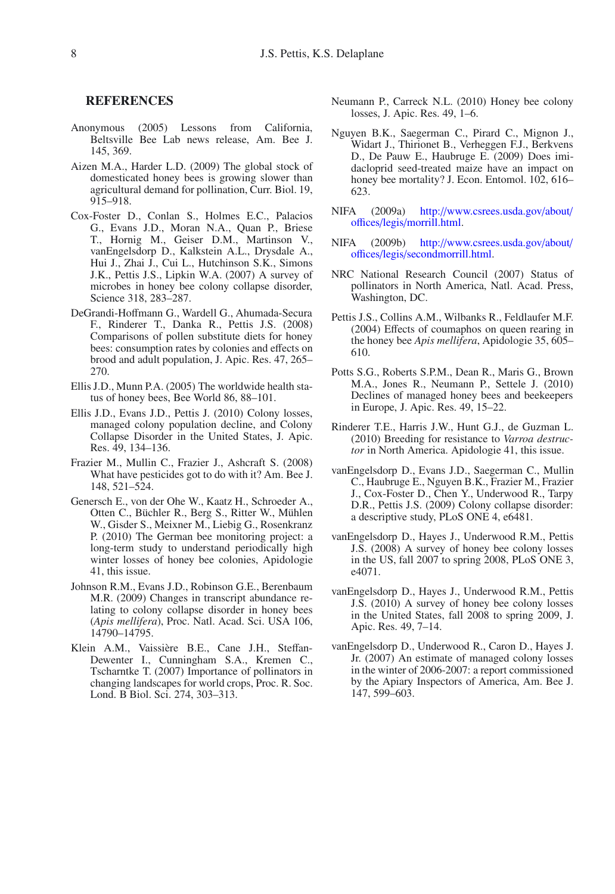## REFERENCES

Anonymous (2005) Lessons from California, Beltsville Bee Lab news release, Am. Bee J. 145, 369.

Aizen M.A., Harder L.D. (2009) The global stock of domesticated honey bees is growing slower than agricultural demand for pollination, Curr. Biol. 19, 915–918.

Cox-Foster D., Conlan S., Holmes E.C., Palacios G., Evans J.D., Moran N.A., Quan P., Briese T., Hornig M., Geiser D.M., Martinson V., vanEngelsdorp D., Kalkstein A.L., Drysdale A., Hui J., Zhai J., Cui L., Hutchinson S.K., Simons J.K., Pettis J.S., Lipkin W.A. (2007) A survey of microbes in honey bee colony collapse disorder, Science 318, 283–287.

DeGrandi-Hoffmann G., Wardell G., Ahumada-Secura F., Rinderer T., Danka R., Pettis J.S. (2008) Comparisons of pollen substitute diets for honey bees: consumption rates by colonies and effects on brood and adult population, J. Apic. Res. 47, 265–270.

Ellis J.D., Munn P.A. (2005) The worldwide health status of honey bees, Bee World 86, 88–101.

Ellis J.D., Evans J.D., Pettis J. (2010) Colony losses, managed colony population decline, and Colony Collapse Disorder in the United States, J. Apic. Res. 49, 134–136.

Frazier M., Mullin C., Frazier J., Ashcraft S. (2008) What have pesticides got to do with it? Am. Bee J. 148, 521–524.

Genersch E., von der Ohe W., Kaatz H., Schroeder A., Otten C., Büchler R., Berg S., Ritter W., Mühlen W., Gisder S., Meixner M., Liebig G., Rosenkranz P. (2010) The German bee monitoring project: a long-term study to understand periodically high winter losses of honey bee colonies, Apidologie 41, this issue.

Johnson R.M., Evans J.D., Robinson G.E., Berenbaum M.R. (2009) Changes in transcript abundance relating to colony collapse disorder in honey bees (*Apis mellifera*), Proc. Natl. Acad. Sci. USA 106, 14790–14795.

Klein A.M., Vaissière B.E., Cane J.H., Steffan-Dewenter I., Cunningham S.A., Kremen C., Tscharntke T. (2007) Importance of pollinators in changing landscapes for world crops, Proc. R. Soc. Lond. B Biol. Sci. 274, 303–313.

Neumann P., Carreck N.L. (2010) Honey bee colony losses, J. Apic. Res. 49, 1–6.

Nguyen B.K., Saegerman C., Pirard C., Mignon J., Widart J., Thirionet B., Verheggen F.J., Berkvens D., De Pauw E., Haubruge E. (2009) Does imidacloprid seed-treated maize have an impact on honey bee mortality? J. Econ. Entomol. 102, 616–623.

NIFA (2009a) http://www.csrees.usda.gov/about/offices/legis/morrill.html.

NIFA (2009b) http://www.csrees.usda.gov/about/offices/legis/secondmorrill.html.

NRC National Research Council (2007) Status of pollinators in North America, Natl. Acad. Press, Washington, DC.

Pettis J.S., Collins A.M., Wilbanks R., Feldlaufer M.F. (2004) Effects of coumaphos on queen rearing in the honey bee *Apis mellifera*, Apidologie 35, 605–610.

Potts S.G., Roberts S.P.M., Dean R., Maris G., Brown M.A., Jones R., Neumann P., Settele J. (2010) Declines of managed honey bees and beekeepers in Europe, J. Apic. Res. 49, 15–22.

Rinderer T.E., Harris J.W., Hunt G.J., de Guzman L. (2010) Breeding for resistance to *Varroa destructor* in North America. Apidologie 41, this issue.

vanEngelsdorp D., Evans J.D., Saegerman C., Mullin C., Haubruge E., Nguyen B.K., Frazier M., Frazier J., Cox-Foster D., Chen Y., Underwood R., Tarpy D.R., Pettis J.S. (2009) Colony collapse disorder: a descriptive study, PLoS ONE 4, e6481.

vanEngelsdorp D., Hayes J., Underwood R.M., Pettis J.S. (2008) A survey of honey bee colony losses in the US, fall 2007 to spring 2008, PLoS ONE 3, e4071.

vanEngelsdorp D., Hayes J., Underwood R.M., Pettis J.S. (2010) A survey of honey bee colony losses in the United States, fall 2008 to spring 2009, J. Apic. Res. 49, 7–14.

vanEngelsdorp D., Underwood R., Caron D., Hayes J. Jr. (2007) An estimate of managed colony losses in the winter of 2006-2007: a report commissioned by the Apiary Inspectors of America, Am. Bee J. 147, 599–603.